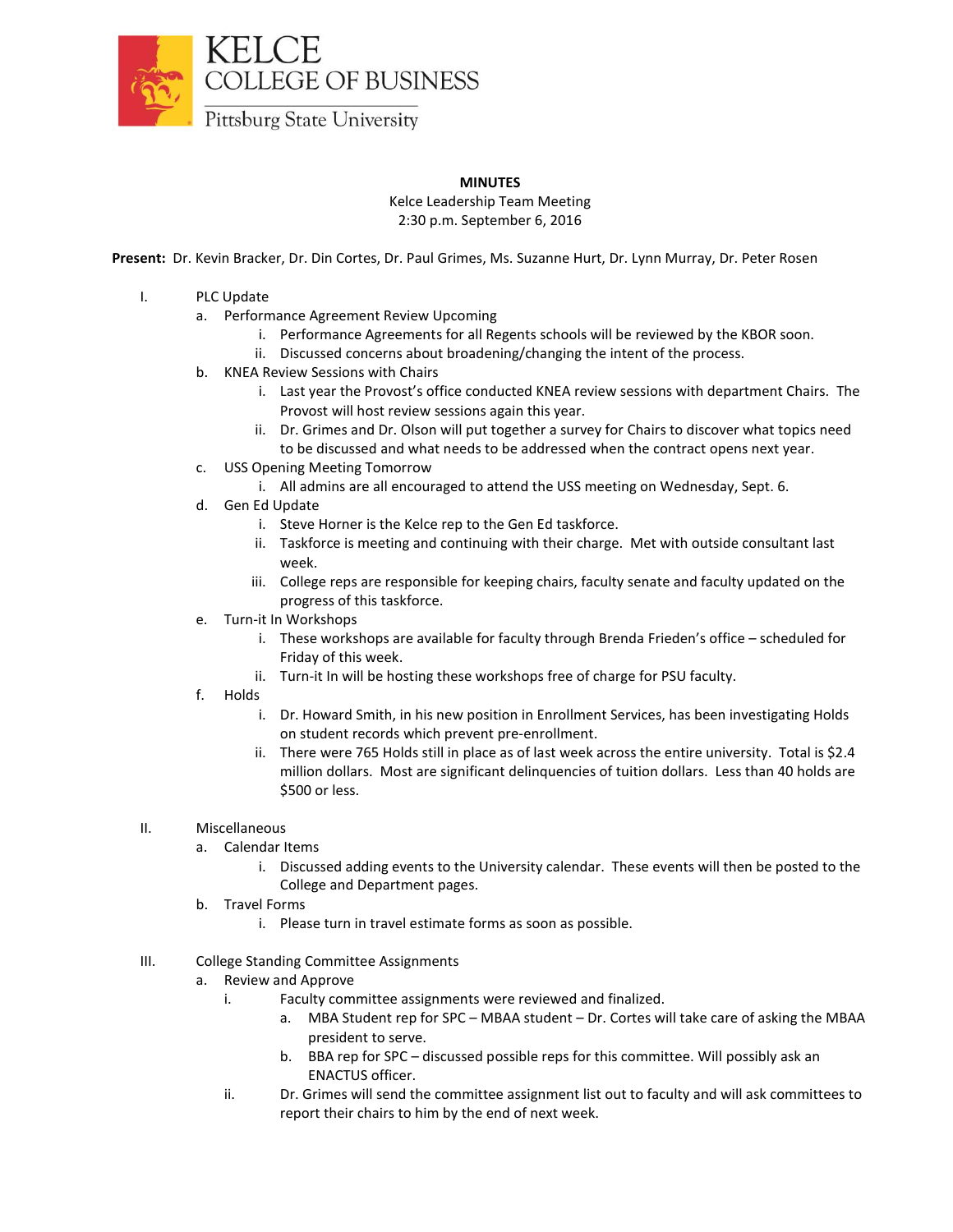KELCE
COLLEGE OF BUSINESS
Pittsburg State University

**MINUTES**

Kelce Leadership Team Meeting
2:30 p.m. September 6, 2016

**Present:** Dr. Kevin Bracker, Dr. Din Cortes, Dr. Paul Grimes, Ms. Suzanne Hurt, Dr. Lynn Murray, Dr. Peter Rosen

I. PLC Update
   a. Performance Agreement Review Upcoming
      i. Performance Agreements for all Regents schools will be reviewed by the KBOR soon.
      ii. Discussed concerns about broadening/changing the intent of the process.
   b. KNEA Review Sessions with Chairs
      i. Last year the Provost's office conducted KNEA review sessions with department Chairs. The Provost will host review sessions again this year.
      ii. Dr. Grimes and Dr. Olson will put together a survey for Chairs to discover what topics need to be discussed and what needs to be addressed when the contract opens next year.
   c. USS Opening Meeting Tomorrow
      i. All admins are all encouraged to attend the USS meeting on Wednesday, Sept. 6.
   d. Gen Ed Update
      i. Steve Horner is the Kelce rep to the Gen Ed taskforce.
      ii. Taskforce is meeting and continuing with their charge. Met with outside consultant last week.
      iii. College reps are responsible for keeping chairs, faculty senate and faculty updated on the progress of this taskforce.
   e. Turn-it In Workshops
      i. These workshops are available for faculty through Brenda Frieden's office – scheduled for Friday of this week.
      ii. Turn-it In will be hosting these workshops free of charge for PSU faculty.
   f. Holds
      i. Dr. Howard Smith, in his new position in Enrollment Services, has been investigating Holds on student records which prevent pre-enrollment.
      ii. There were 765 Holds still in place as of last week across the entire university. Total is $2.4 million dollars. Most are significant delinquencies of tuition dollars. Less than 40 holds are $500 or less.

II. Miscellaneous
   a. Calendar Items
      i. Discussed adding events to the University calendar. These events will then be posted to the College and Department pages.
   b. Travel Forms
      i. Please turn in travel estimate forms as soon as possible.

III. College Standing Committee Assignments
   a. Review and Approve
      i. Faculty committee assignments were reviewed and finalized.
         a. MBA Student rep for SPC – MBAA student – Dr. Cortes will take care of asking the MBAA president to serve.
         b. BBA rep for SPC – discussed possible reps for this committee. Will possibly ask an ENACTUS officer.
      ii. Dr. Grimes will send the committee assignment list out to faculty and will ask committees to report their chairs to him by the end of next week.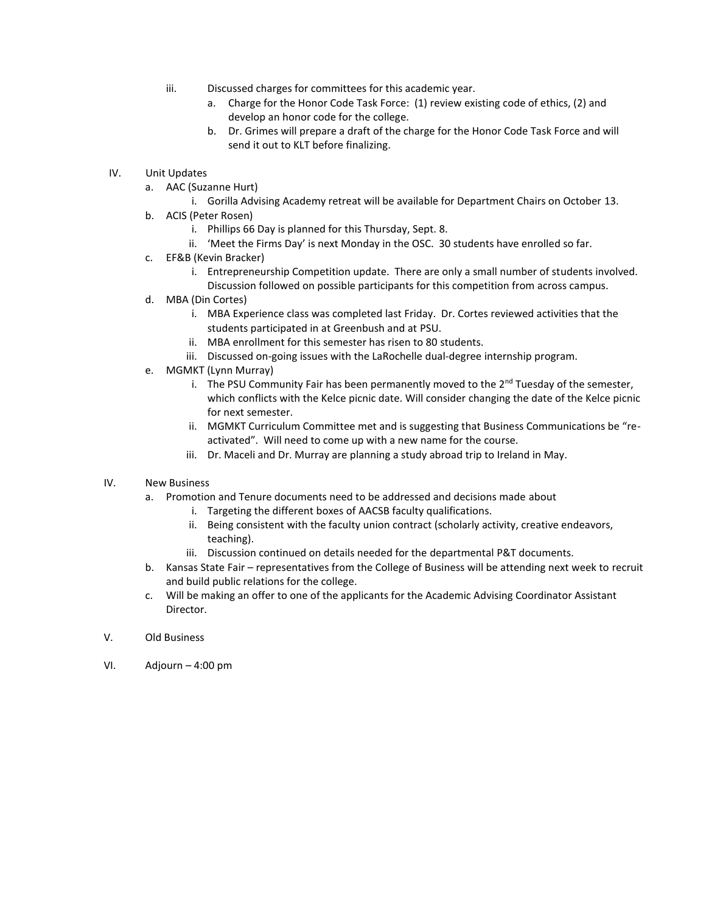iii. Discussed charges for committees for this academic year.
   a. Charge for the Honor Code Task Force: (1) review existing code of ethics, (2) and develop an honor code for the college.
   b. Dr. Grimes will prepare a draft of the charge for the Honor Code Task Force and will send it out to KLT before finalizing.

IV. Unit Updates
   a. AAC (Suzanne Hurt)
      i. Gorilla Advising Academy retreat will be available for Department Chairs on October 13.
   b. ACIS (Peter Rosen)
      i. Phillips 66 Day is planned for this Thursday, Sept. 8.
      ii. 'Meet the Firms Day' is next Monday in the OSC. 30 students have enrolled so far.
   c. EF&B (Kevin Bracker)
      i. Entrepreneurship Competition update. There are only a small number of students involved. Discussion followed on possible participants for this competition from across campus.
   d. MBA (Din Cortes)
      i. MBA Experience class was completed last Friday. Dr. Cortes reviewed activities that the students participated in at Greenbush and at PSU.
      ii. MBA enrollment for this semester has risen to 80 students.
      iii. Discussed on-going issues with the LaRochelle dual-degree internship program.
   e. MGMKT (Lynn Murray)
      i. The PSU Community Fair has been permanently moved to the 2nd Tuesday of the semester, which conflicts with the Kelce picnic date. Will consider changing the date of the Kelce picnic for next semester.
      ii. MGMKT Curriculum Committee met and is suggesting that Business Communications be "re-activated". Will need to come up with a new name for the course.
      iii. Dr. Maceli and Dr. Murray are planning a study abroad trip to Ireland in May.

IV. New Business
   a. Promotion and Tenure documents need to be addressed and decisions made about
      i. Targeting the different boxes of AACSB faculty qualifications.
      ii. Being consistent with the faculty union contract (scholarly activity, creative endeavors, teaching).
      iii. Discussion continued on details needed for the departmental P&T documents.
   b. Kansas State Fair – representatives from the College of Business will be attending next week to recruit and build public relations for the college.
   c. Will be making an offer to one of the applicants for the Academic Advising Coordinator Assistant Director.

V. Old Business

VI. Adjourn – 4:00 pm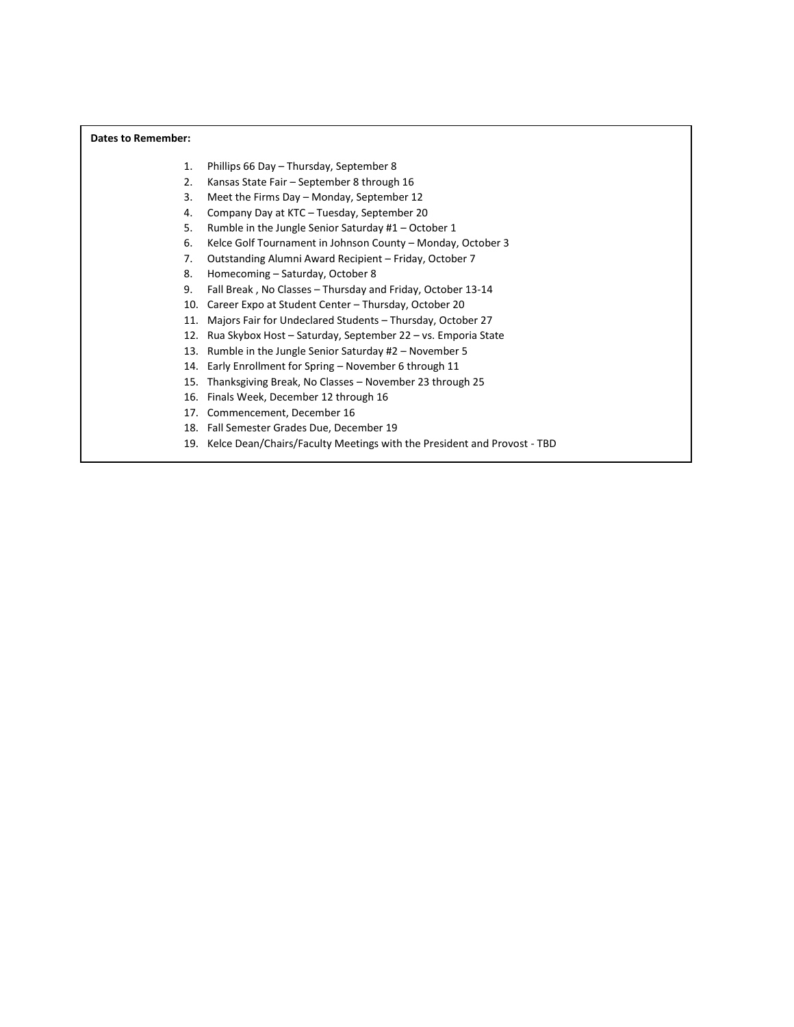**Dates to Remember:**

1. Phillips 66 Day – Thursday, September 8
2. Kansas State Fair – September 8 through 16
3. Meet the Firms Day – Monday, September 12
4. Company Day at KTC – Tuesday, September 20
5. Rumble in the Jungle Senior Saturday #1 – October 1
6. Kelce Golf Tournament in Johnson County – Monday, October 3
7. Outstanding Alumni Award Recipient – Friday, October 7
8. Homecoming – Saturday, October 8
9. Fall Break , No Classes – Thursday and Friday, October 13-14
10. Career Expo at Student Center – Thursday, October 20
11. Majors Fair for Undeclared Students – Thursday, October 27
12. Rua Skybox Host – Saturday, September 22 – vs. Emporia State
13. Rumble in the Jungle Senior Saturday #2 – November 5
14. Early Enrollment for Spring – November 6 through 11
15. Thanksgiving Break, No Classes – November 23 through 25
16. Finals Week, December 12 through 16
17. Commencement, December 16
18. Fall Semester Grades Due, December 19
19. Kelce Dean/Chairs/Faculty Meetings with the President and Provost - TBD